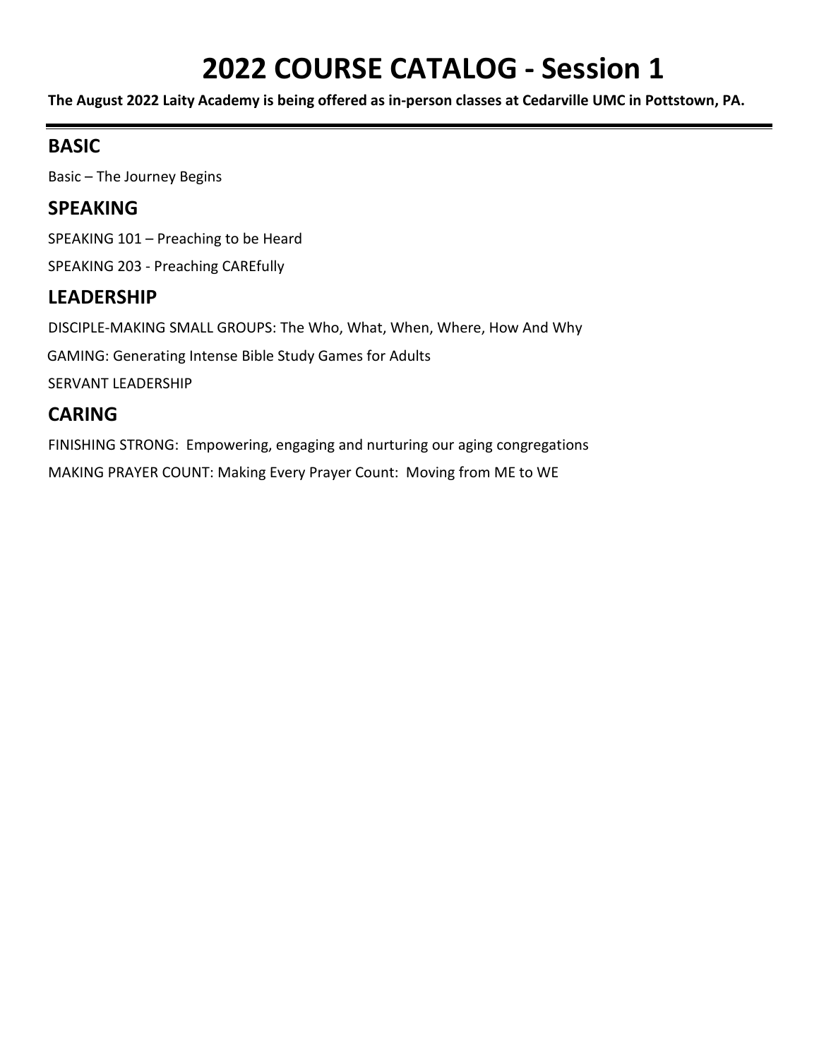# 2022 COURSE CATALOG - Session 1

**The August 2022 Laity Academy is being offered as in-person classes at Cedarville UMC in Pottstown, PA.**

---

## BASIC

Basic – The Journey Begins

## SPEAKING

SPEAKING 101 – Preaching to be Heard

SPEAKING 203 - Preaching CAREfully

## LEADERSHIP

DISCIPLE-MAKING SMALL GROUPS: The Who, What, When, Where, How And Why

GAMING: Generating Intense Bible Study Games for Adults

SERVANT LEADERSHIP

## CARING

FINISHING STRONG: Empowering, engaging and nurturing our aging congregations

MAKING PRAYER COUNT: Making Every Prayer Count: Moving from ME to WE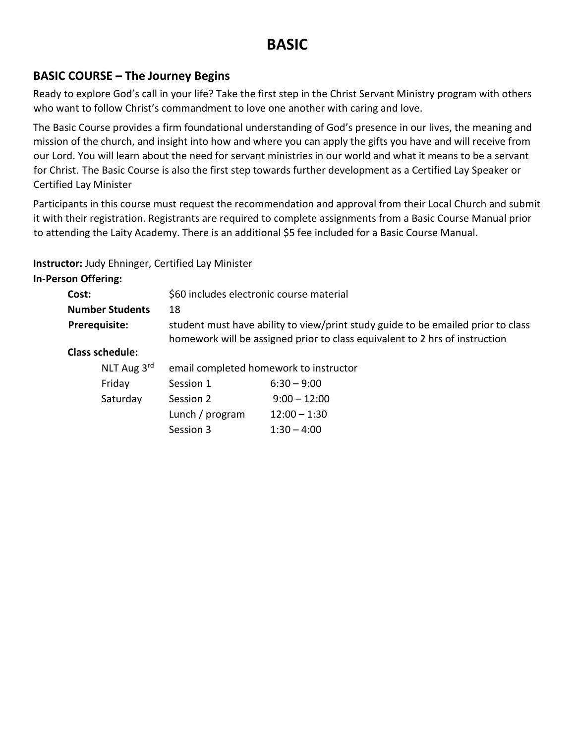# BASIC

## BASIC COURSE – The Journey Begins

Ready to explore God's call in your life? Take the first step in the Christ Servant Ministry program with others who want to follow Christ's commandment to love one another with caring and love.

The Basic Course provides a firm foundational understanding of God's presence in our lives, the meaning and mission of the church, and insight into how and where you can apply the gifts you have and will receive from our Lord. You will learn about the need for servant ministries in our world and what it means to be a servant for Christ. The Basic Course is also the first step towards further development as a Certified Lay Speaker or Certified Lay Minister

Participants in this course must request the recommendation and approval from their Local Church and submit it with their registration. Registrants are required to complete assignments from a Basic Course Manual prior to attending the Laity Academy. There is an additional $5 fee included for a Basic Course Manual.

**Instructor:** Judy Ehninger, Certified Lay Minister

**In-Person Offering:**

**Cost:** $60 includes electronic course material

**Number Students** 18

**Prerequisite:** student must have ability to view/print study guide to be emailed prior to class homework will be assigned prior to class equivalent to 2 hrs of instruction

**Class schedule:**

| | | |
|---|---|---|
| NLT Aug 3rd | email completed homework to instructor | |
| Friday | Session 1 | 6:30 – 9:00 |
| Saturday | Session 2 | 9:00 – 12:00 |
| | Lunch / program | 12:00 – 1:30 |
| | Session 3 | 1:30 – 4:00 |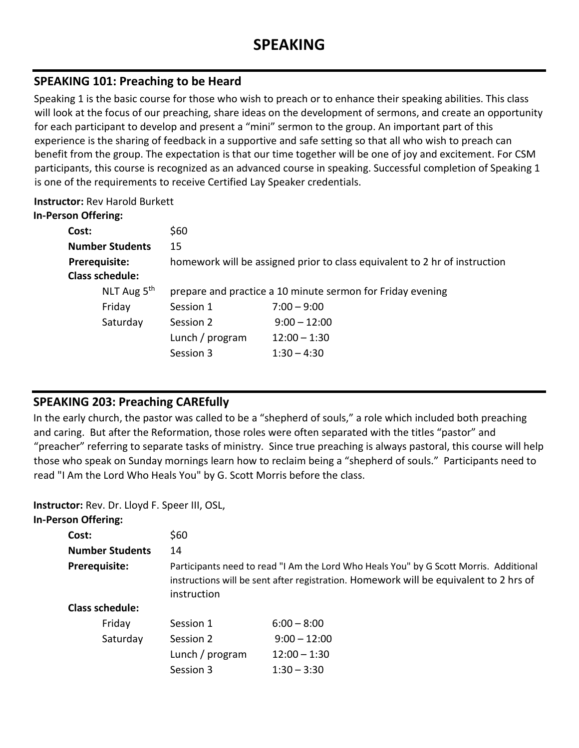# SPEAKING

## SPEAKING 101: Preaching to be Heard

Speaking 1 is the basic course for those who wish to preach or to enhance their speaking abilities. This class will look at the focus of our preaching, share ideas on the development of sermons, and create an opportunity for each participant to develop and present a "mini" sermon to the group. An important part of this experience is the sharing of feedback in a supportive and safe setting so that all who wish to preach can benefit from the group. The expectation is that our time together will be one of joy and excitement. For CSM participants, this course is recognized as an advanced course in speaking. Successful completion of Speaking 1 is one of the requirements to receive Certified Lay Speaker credentials.

**Instructor:** Rev Harold Burkett

**In-Person Offering:**

| | | |
|---|---|---|
| **Cost:** | $60 | |
| **Number Students** | 15 | |
| **Prerequisite:** | homework will be assigned prior to class equivalent to 2 hr of instruction | |
| **Class schedule:** | | |
| NLT Aug 5th | prepare and practice a 10 minute sermon for Friday evening | |
| Friday | Session 1 | 7:00 – 9:00 |
| Saturday | Session 2 | 9:00 – 12:00 |
| | Lunch / program | 12:00 – 1:30 |
| | Session 3 | 1:30 – 4:30 |

## SPEAKING 203: Preaching CAREfully

In the early church, the pastor was called to be a "shepherd of souls," a role which included both preaching and caring. But after the Reformation, those roles were often separated with the titles "pastor" and "preacher" referring to separate tasks of ministry. Since true preaching is always pastoral, this course will help those who speak on Sunday mornings learn how to reclaim being a "shepherd of souls." Participants need to read "I Am the Lord Who Heals You" by G. Scott Morris before the class.

**Instructor:** Rev. Dr. Lloyd F. Speer III, OSL,

**In-Person Offering:**

| | | |
|---|---|---|
| **Cost:** | $60 | |
| **Number Students** | 14 | |
| **Prerequisite:** | Participants need to read "I Am the Lord Who Heals You" by G Scott Morris. Additional instructions will be sent after registration. Homework will be equivalent to 2 hrs of instruction | |
| **Class schedule:** | | |
| Friday | Session 1 | 6:00 – 8:00 |
| Saturday | Session 2 | 9:00 – 12:00 |
| | Lunch / program | 12:00 – 1:30 |
| | Session 3 | 1:30 – 3:30 |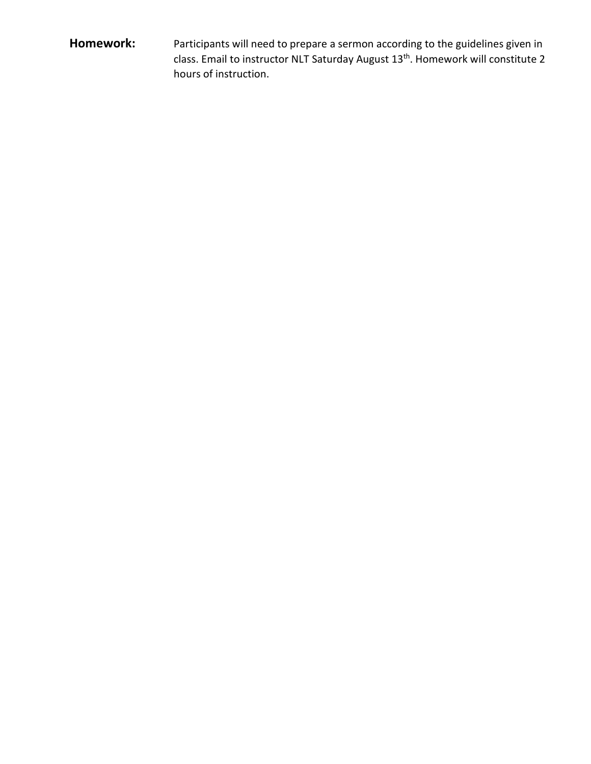**Homework:** Participants will need to prepare a sermon according to the guidelines given in class. Email to instructor NLT Saturday August 13th. Homework will constitute 2 hours of instruction.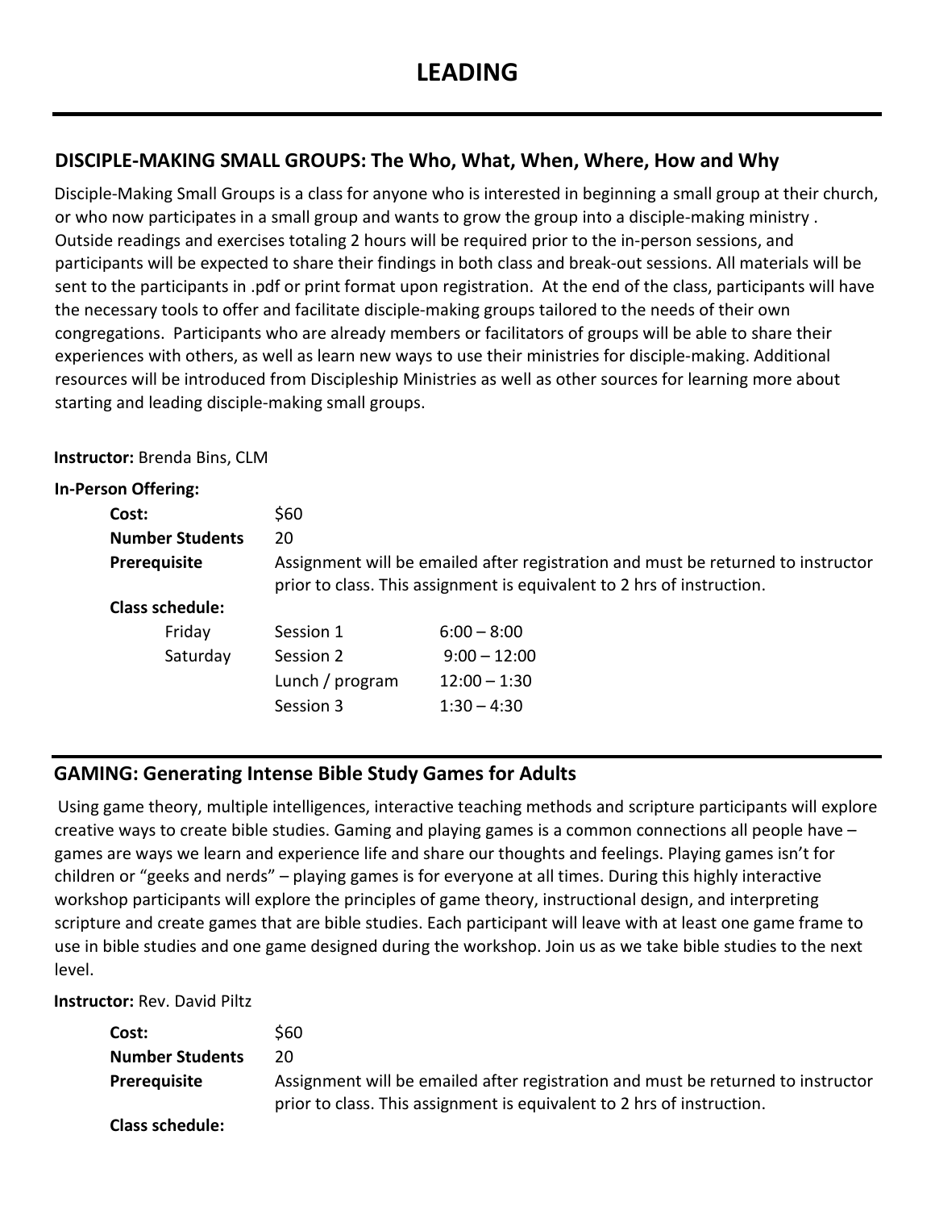# LEADING

## DISCIPLE-MAKING SMALL GROUPS: The Who, What, When, Where, How and Why

Disciple-Making Small Groups is a class for anyone who is interested in beginning a small group at their church, or who now participates in a small group and wants to grow the group into a disciple-making ministry . Outside readings and exercises totaling 2 hours will be required prior to the in-person sessions, and participants will be expected to share their findings in both class and break-out sessions. All materials will be sent to the participants in .pdf or print format upon registration. At the end of the class, participants will have the necessary tools to offer and facilitate disciple-making groups tailored to the needs of their own congregations. Participants who are already members or facilitators of groups will be able to share their experiences with others, as well as learn new ways to use their ministries for disciple-making. Additional resources will be introduced from Discipleship Ministries as well as other sources for learning more about starting and leading disciple-making small groups.

**Instructor:** Brenda Bins, CLM

**In-Person Offering:**

**Cost:** $60

**Number Students** 20

**Prerequisite** Assignment will be emailed after registration and must be returned to instructor prior to class. This assignment is equivalent to 2 hrs of instruction.

**Class schedule:**

| | | |
|---|---|---|
| Friday | Session 1 | 6:00 – 8:00 |
| Saturday | Session 2 | 9:00 – 12:00 |
| | Lunch / program | 12:00 – 1:30 |
| | Session 3 | 1:30 – 4:30 |

## GAMING: Generating Intense Bible Study Games for Adults

Using game theory, multiple intelligences, interactive teaching methods and scripture participants will explore creative ways to create bible studies. Gaming and playing games is a common connections all people have – games are ways we learn and experience life and share our thoughts and feelings. Playing games isn't for children or "geeks and nerds" – playing games is for everyone at all times. During this highly interactive workshop participants will explore the principles of game theory, instructional design, and interpreting scripture and create games that are bible studies. Each participant will leave with at least one game frame to use in bible studies and one game designed during the workshop. Join us as we take bible studies to the next level.

**Instructor:** Rev. David Piltz

**Cost:** $60

**Number Students** 20

**Prerequisite** Assignment will be emailed after registration and must be returned to instructor prior to class. This assignment is equivalent to 2 hrs of instruction.

**Class schedule:**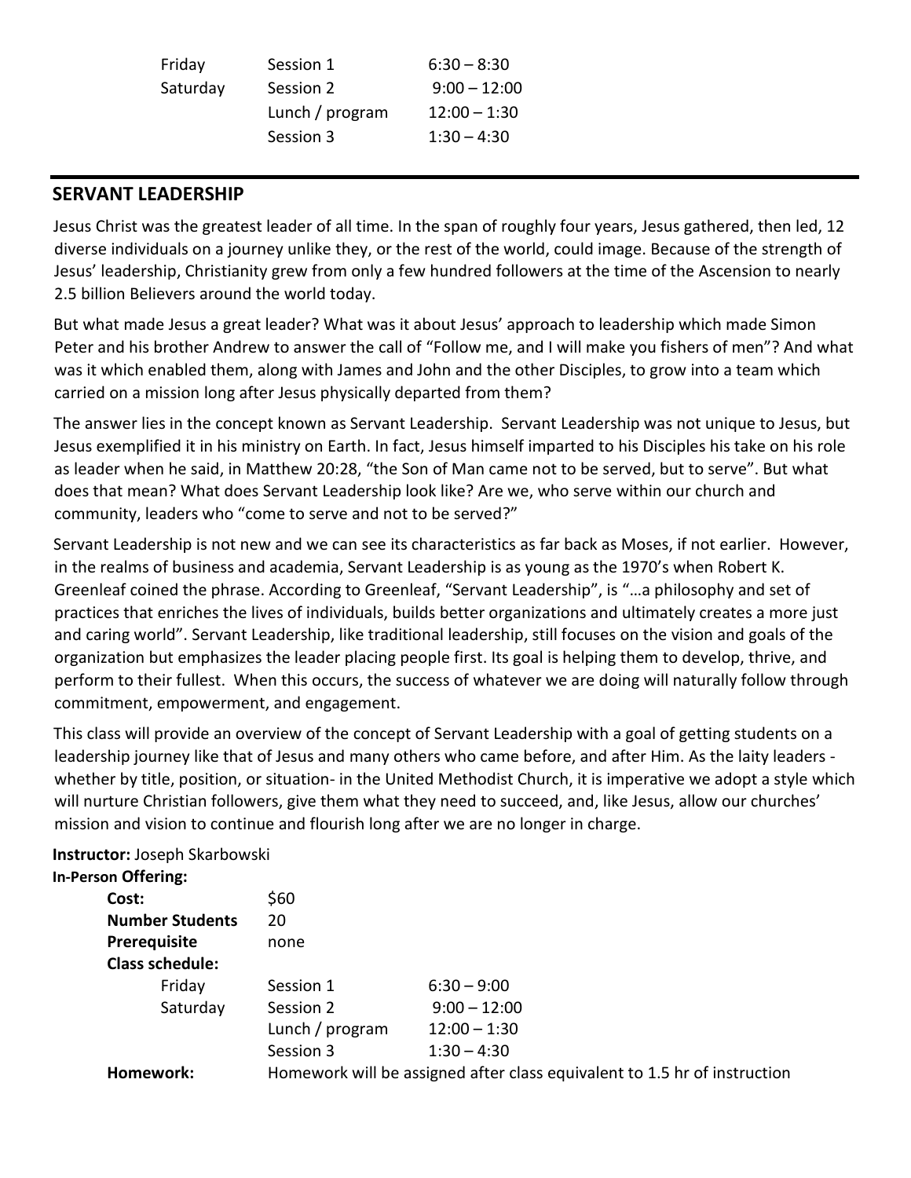| Friday | Session 1 | 6:30 – 8:30 |
|---|---|---|
| Saturday | Session 2 | 9:00 – 12:00 |
| | Lunch / program | 12:00 – 1:30 |
| | Session 3 | 1:30 – 4:30 |

---

## SERVANT LEADERSHIP

Jesus Christ was the greatest leader of all time. In the span of roughly four years, Jesus gathered, then led, 12 diverse individuals on a journey unlike they, or the rest of the world, could image. Because of the strength of Jesus' leadership, Christianity grew from only a few hundred followers at the time of the Ascension to nearly 2.5 billion Believers around the world today.

But what made Jesus a great leader? What was it about Jesus' approach to leadership which made Simon Peter and his brother Andrew to answer the call of "Follow me, and I will make you fishers of men"? And what was it which enabled them, along with James and John and the other Disciples, to grow into a team which carried on a mission long after Jesus physically departed from them?

The answer lies in the concept known as Servant Leadership. Servant Leadership was not unique to Jesus, but Jesus exemplified it in his ministry on Earth. In fact, Jesus himself imparted to his Disciples his take on his role as leader when he said, in Matthew 20:28, "the Son of Man came not to be served, but to serve". But what does that mean? What does Servant Leadership look like? Are we, who serve within our church and community, leaders who "come to serve and not to be served?"

Servant Leadership is not new and we can see its characteristics as far back as Moses, if not earlier. However, in the realms of business and academia, Servant Leadership is as young as the 1970's when Robert K. Greenleaf coined the phrase. According to Greenleaf, "Servant Leadership", is "…a philosophy and set of practices that enriches the lives of individuals, builds better organizations and ultimately creates a more just and caring world". Servant Leadership, like traditional leadership, still focuses on the vision and goals of the organization but emphasizes the leader placing people first. Its goal is helping them to develop, thrive, and perform to their fullest. When this occurs, the success of whatever we are doing will naturally follow through commitment, empowerment, and engagement.

This class will provide an overview of the concept of Servant Leadership with a goal of getting students on a leadership journey like that of Jesus and many others who came before, and after Him. As the laity leaders - whether by title, position, or situation- in the United Methodist Church, it is imperative we adopt a style which will nurture Christian followers, give them what they need to succeed, and, like Jesus, allow our churches' mission and vision to continue and flourish long after we are no longer in charge.

**Instructor:** Joseph Skarbowski

**In-Person Offering:**

**Cost:** $60

**Number Students** 20

**Prerequisite** none

**Class schedule:**

| Friday | Session 1 | 6:30 – 9:00 |
|---|---|---|
| Saturday | Session 2 | 9:00 – 12:00 |
| | Lunch / program | 12:00 – 1:30 |
| | Session 3 | 1:30 – 4:30 |

**Homework:** Homework will be assigned after class equivalent to 1.5 hr of instruction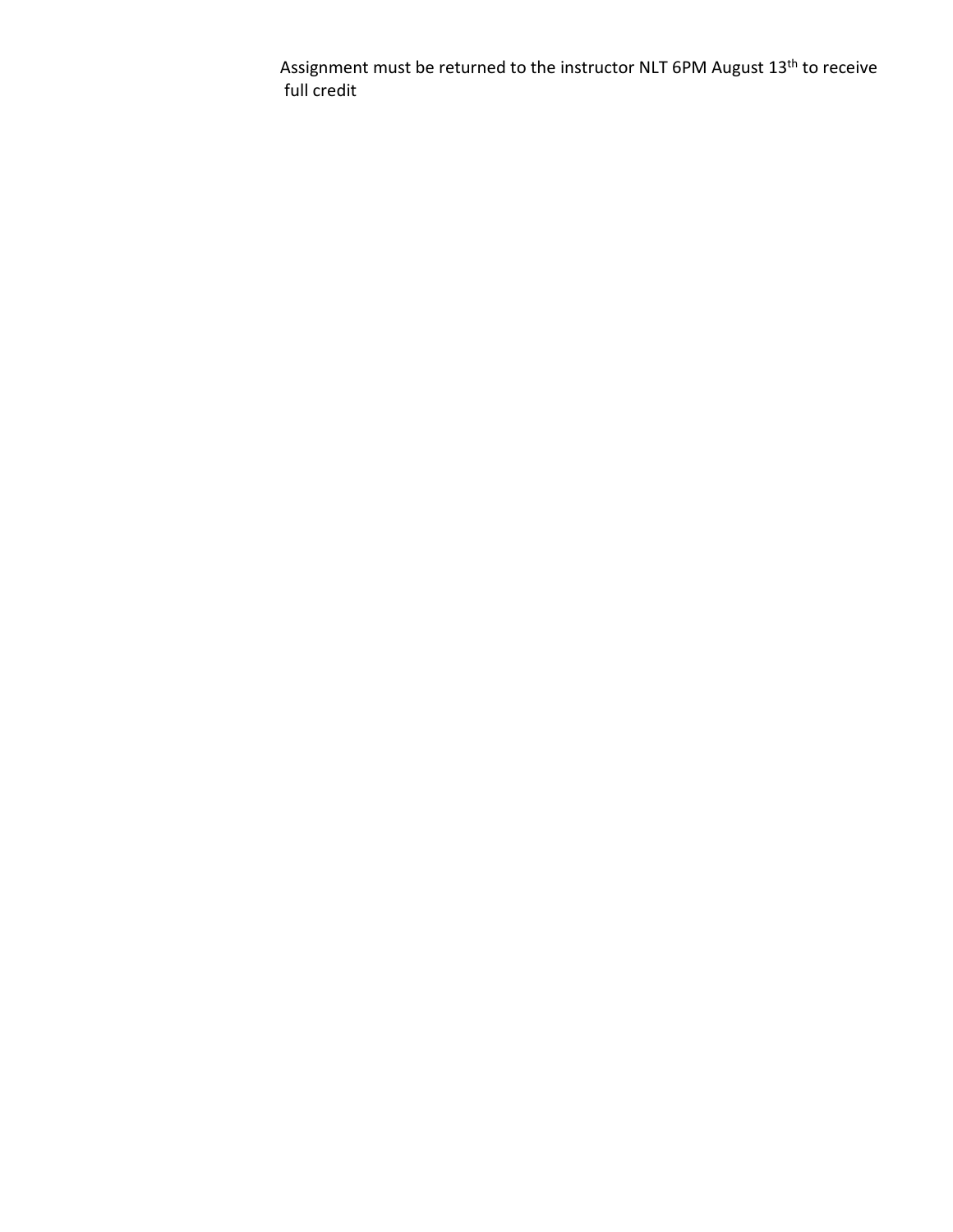Assignment must be returned to the instructor NLT 6PM August 13th to receive full credit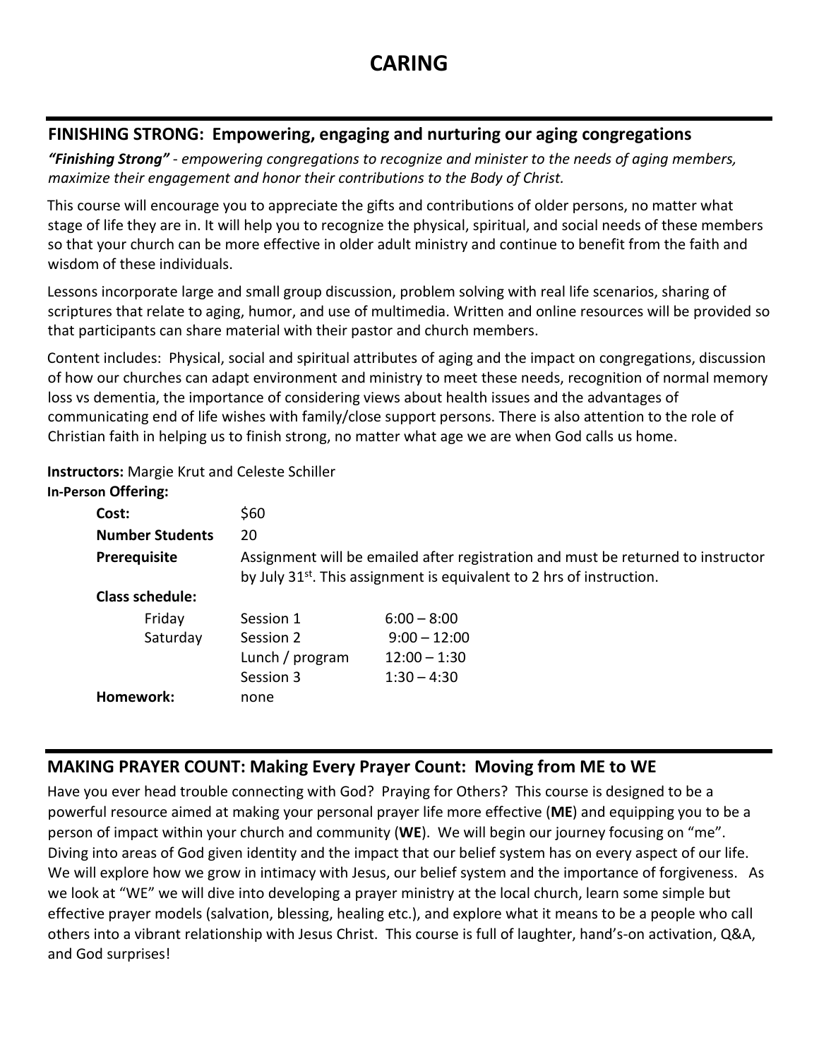# CARING

## FINISHING STRONG: Empowering, engaging and nurturing our aging congregations

***"Finishing Strong"** - empowering congregations to recognize and minister to the needs of aging members, maximize their engagement and honor their contributions to the Body of Christ.*

This course will encourage you to appreciate the gifts and contributions of older persons, no matter what stage of life they are in. It will help you to recognize the physical, spiritual, and social needs of these members so that your church can be more effective in older adult ministry and continue to benefit from the faith and wisdom of these individuals.

Lessons incorporate large and small group discussion, problem solving with real life scenarios, sharing of scriptures that relate to aging, humor, and use of multimedia. Written and online resources will be provided so that participants can share material with their pastor and church members.

Content includes: Physical, social and spiritual attributes of aging and the impact on congregations, discussion of how our churches can adapt environment and ministry to meet these needs, recognition of normal memory loss vs dementia, the importance of considering views about health issues and the advantages of communicating end of life wishes with family/close support persons. There is also attention to the role of Christian faith in helping us to finish strong, no matter what age we are when God calls us home.

**Instructors:** Margie Krut and Celeste Schiller

**In-Person Offering:**

| | | |
|---|---|---|
| **Cost:** | $60 | |
| **Number Students** | 20 | |
| **Prerequisite** | Assignment will be emailed after registration and must be returned to instructor by July 31st. This assignment is equivalent to 2 hrs of instruction. | |
| **Class schedule:** | | |
| Friday | Session 1 | 6:00 – 8:00 |
| Saturday | Session 2 | 9:00 – 12:00 |
| | Lunch / program | 12:00 – 1:30 |
| | Session 3 | 1:30 – 4:30 |
| **Homework:** | none | |

## MAKING PRAYER COUNT: Making Every Prayer Count: Moving from ME to WE

Have you ever head trouble connecting with God? Praying for Others? This course is designed to be a powerful resource aimed at making your personal prayer life more effective (**ME**) and equipping you to be a person of impact within your church and community (**WE**). We will begin our journey focusing on "me". Diving into areas of God given identity and the impact that our belief system has on every aspect of our life. We will explore how we grow in intimacy with Jesus, our belief system and the importance of forgiveness. As we look at "WE" we will dive into developing a prayer ministry at the local church, learn some simple but effective prayer models (salvation, blessing, healing etc.), and explore what it means to be a people who call others into a vibrant relationship with Jesus Christ. This course is full of laughter, hand's-on activation, Q&A, and God surprises!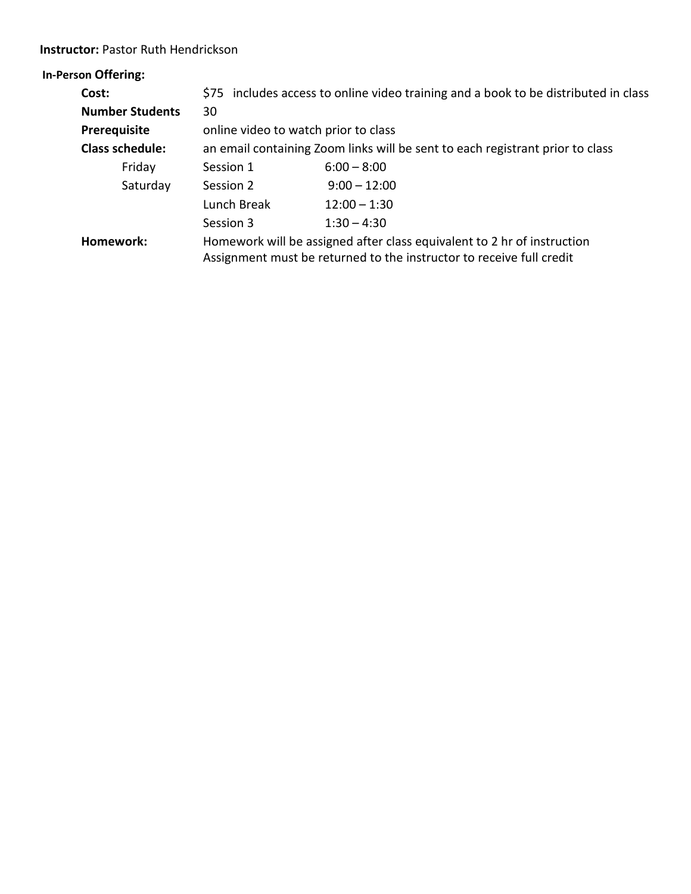**Instructor:** Pastor Ruth Hendrickson

**In-Person Offering:**

| | | |
|---|---|---|
| **Cost:** | $75 includes access to online video training and a book to be distributed in class | |
| **Number Students** | 30 | |
| **Prerequisite** | online video to watch prior to class | |
| **Class schedule:** | an email containing Zoom links will be sent to each registrant prior to class | |
| Friday | Session 1 | 6:00 – 8:00 |
| Saturday | Session 2 | 9:00 – 12:00 |
| | Lunch Break | 12:00 – 1:30 |
| | Session 3 | 1:30 – 4:30 |
| **Homework:** | Homework will be assigned after class equivalent to 2 hr of instruction<br>Assignment must be returned to the instructor to receive full credit | |